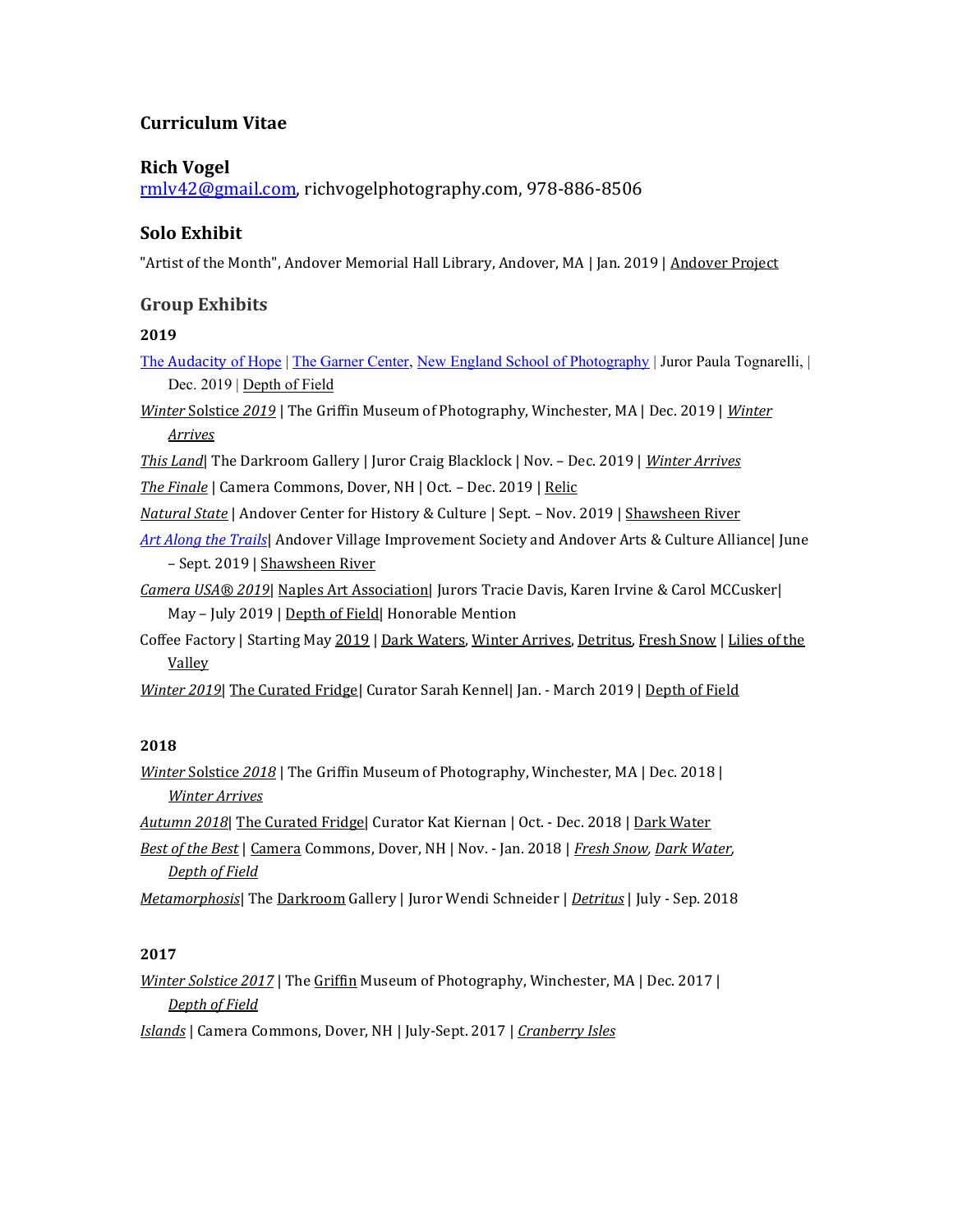### Curriculum Vitae

### Rich Vogel

rmlv42@gmail.com, richvogelphotography.com, 978-886-8506

### Solo Exhibit

"Artist of the Month", Andover Memorial Hall Library, Andover, MA | Jan. 2019 | Andover Project

### Group Exhibits

**2019**

The Audacity of Hope | The Garner Center, New England School of Photography | Juror Paula Tognarelli, | Dec. 2019 | Depth of Field

*Winter* Solstice *2019* | The Griffin Museum of Photography, Winchester, MA | Dec. 2019 | *Winter Arrives*

*This Land*| The Darkroom Gallery | Juror Craig Blacklock | Nov. – Dec. 2019 | *Winter Arrives*

*The Finale* | Camera Commons, Dover, NH | Oct. – Dec. 2019 | Relic

*Natural State* | Andover Center for History & Culture | Sept. – Nov. 2019 | Shawsheen River

*Art Along the Trails*| Andover Village Improvement Society and Andover Arts & Culture Alliance| June – Sept. 2019 | Shawsheen River

*Camera USA® 2019*| Naples Art Association| Jurors Tracie Davis, Karen Irvine & Carol MCCusker| May – July 2019 | Depth of Field| Honorable Mention

Coffee Factory | Starting May 2019 | Dark Waters, Winter Arrives, Detritus, Fresh Snow | Lilies of the Valley

*Winter 2019*| The Curated Fridge| Curator Sarah Kennel| Jan. - March 2019 | Depth of Field

**2018**

*Winter* Solstice *2018* | The Griffin Museum of Photography, Winchester, MA | Dec. 2018 | *Winter Arrives*

*Autumn 2018*| The Curated Fridge| Curator Kat Kiernan | Oct. - Dec. 2018 | Dark Water

*Best of the Best* | Camera Commons, Dover, NH | Nov. - Jan. 2018 | *Fresh Snow, Dark Water, Depth of Field*

*Metamorphosis*| The Darkroom Gallery | Juror Wendi Schneider | *Detritus* | July - Sep. 2018

**2017**

*Winter Solstice 2017* | The Griffin Museum of Photography, Winchester, MA | Dec. 2017 | *Depth of Field*

*Islands* | Camera Commons, Dover, NH | July-Sept. 2017 | *Cranberry Isles*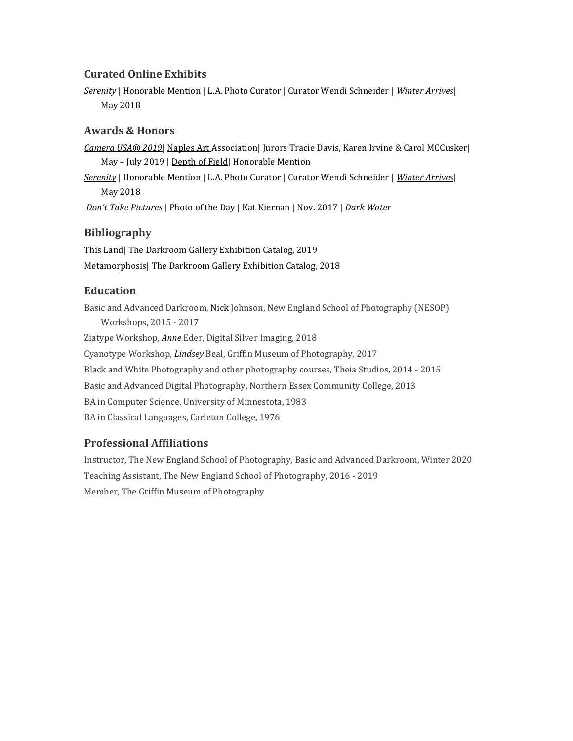## Curated Online Exhibits

*Serenity* | Honorable Mention | L.A. Photo Curator | Curator Wendi Schneider | *Winter Arrives*| May 2018

## Awards & Honors

*Camera USA® 2019*| Naples Art Association| Jurors Tracie Davis, Karen Irvine & Carol MCCusker| May – July 2019 | Depth of Field| Honorable Mention

*Serenity* | Honorable Mention | L.A. Photo Curator | Curator Wendi Schneider | *Winter Arrives*| May 2018

*Don't Take Pictures* | Photo of the Day | Kat Kiernan | Nov. 2017 | *Dark Water*

## Bibliography

This Land| The Darkroom Gallery Exhibition Catalog, 2019

Metamorphosis| The Darkroom Gallery Exhibition Catalog, 2018

## Education

Basic and Advanced Darkroom, Nick Johnson, New England School of Photography (NESOP) Workshops, 2015 - 2017

Ziatype Workshop, *Anne* Eder, Digital Silver Imaging, 2018

Cyanotype Workshop, *Lindsey* Beal, Griffin Museum of Photography, 2017

Black and White Photography and other photography courses, Theia Studios, 2014 - 2015

Basic and Advanced Digital Photography, Northern Essex Community College, 2013

BA in Computer Science, University of Minnestota, 1983

BA in Classical Languages, Carleton College, 1976

## Professional Affiliations

Instructor, The New England School of Photography, Basic and Advanced Darkroom, Winter 2020

Teaching Assistant, The New England School of Photography, 2016 - 2019

Member, The Griffin Museum of Photography